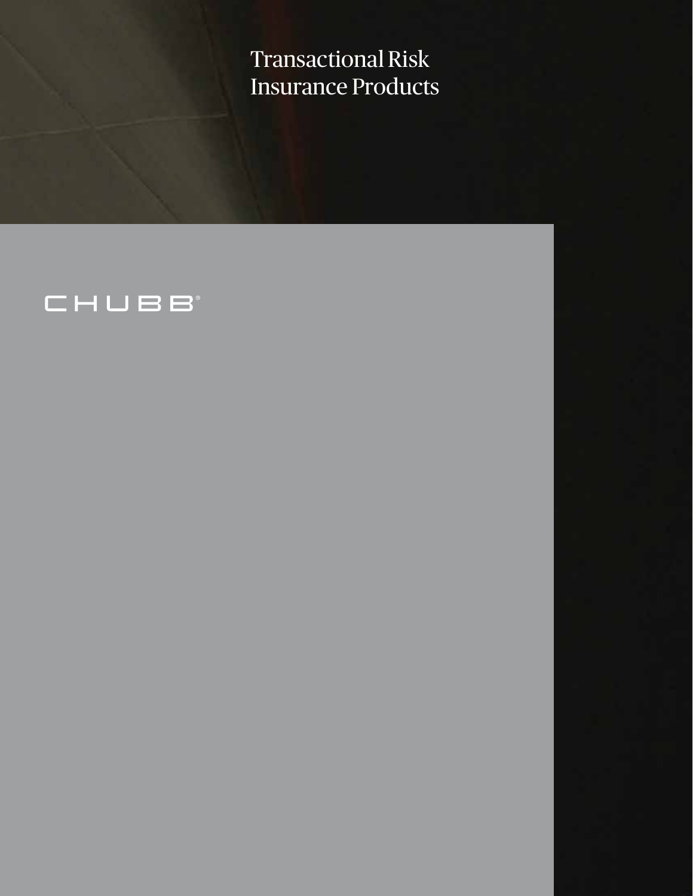# Transactional Risk Insurance Products

CHUBB®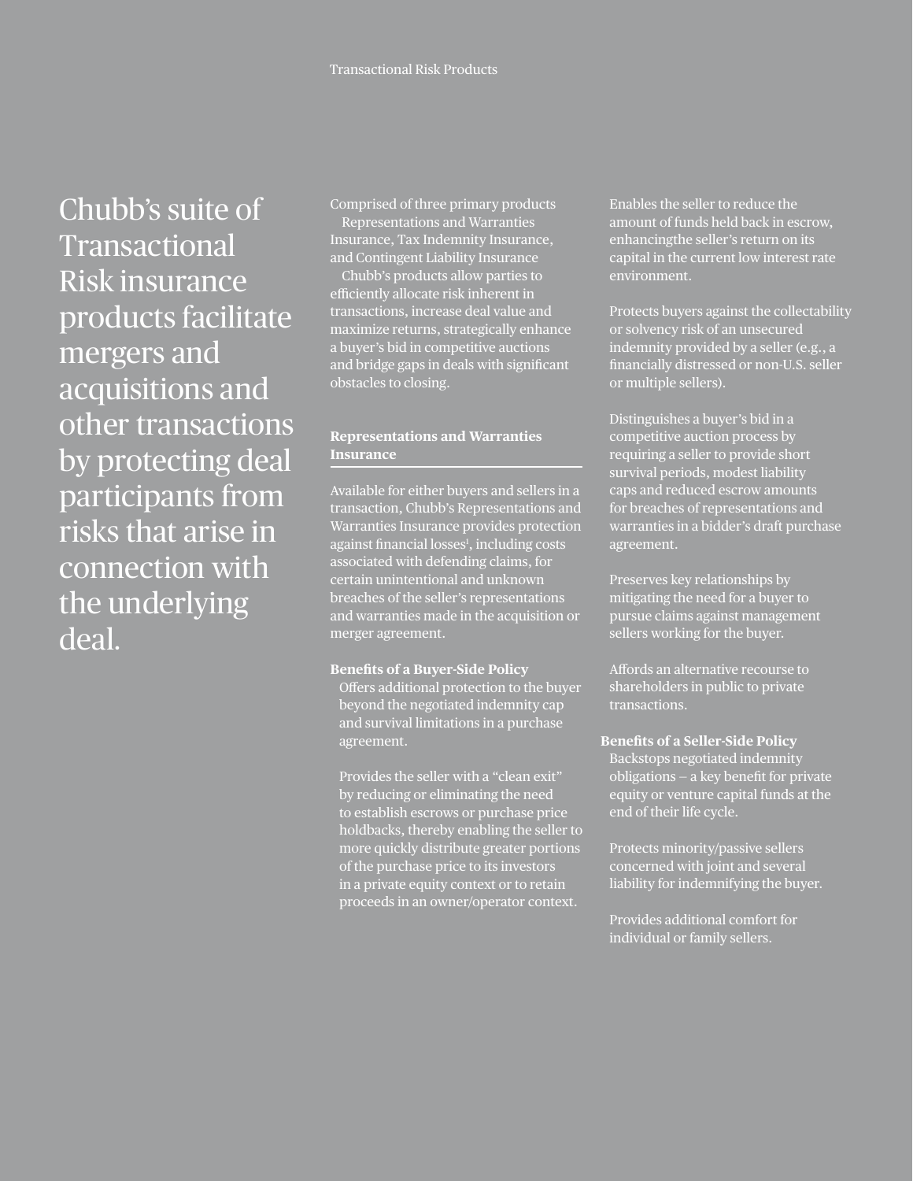Chubb's suite of Transactional Risk insurance products facilitate mergers and acquisitions and other transactions by protecting deal participants from risks that arise in connection with the underlying deal.

Comprised of three primary products

- Representations and Warranties Insurance, Tax Indemnity Insurance, and Contingent Liability Insurance
- Chubb's products allow parties to efficiently allocate risk inherent in transactions, increase deal value and maximize returns, strategically enhance a buyer's bid in competitive auctions and bridge gaps in deals with significant obstacles to closing.

## Representations and Warranties Insurance

Available for either buyers and sellers in a transaction, Chubb's Representations and Warranties Insurance provides protection against financial losses[i], including costs associated with defending claims, for certain unintentional and unknown breaches of the seller's representations and warranties made in the acquisition or merger agreement.

**Benefits of a Buyer-Side Policy**

- Offers additional protection to the buyer beyond the negotiated indemnity cap and survival limitations in a purchase agreement.
- Provides the seller with a "clean exit" by reducing or eliminating the need to establish escrows or purchase price holdbacks, thereby enabling the seller to more quickly distribute greater portions of the purchase price to its investors in a private equity context or to retain proceeds in an owner/operator context.
- Enables the seller to reduce the amount of funds held back in escrow, enhancingthe seller's return on its capital in the current low interest rate environment.
- Protects buyers against the collectability or solvency risk of an unsecured indemnity provided by a seller (e.g., a financially distressed or non-U.S. seller or multiple sellers).
- Distinguishes a buyer's bid in a competitive auction process by requiring a seller to provide short survival periods, modest liability caps and reduced escrow amounts for breaches of representations and warranties in a bidder's draft purchase agreement.
- Preserves key relationships by mitigating the need for a buyer to pursue claims against management sellers working for the buyer.
- Affords an alternative recourse to shareholders in public to private transactions.

**Benefits of a Seller-Side Policy**

- Backstops negotiated indemnity obligations – a key benefit for private equity or venture capital funds at the end of their life cycle.
- Protects minority/passive sellers concerned with joint and several liability for indemnifying the buyer.
- Provides additional comfort for individual or family sellers.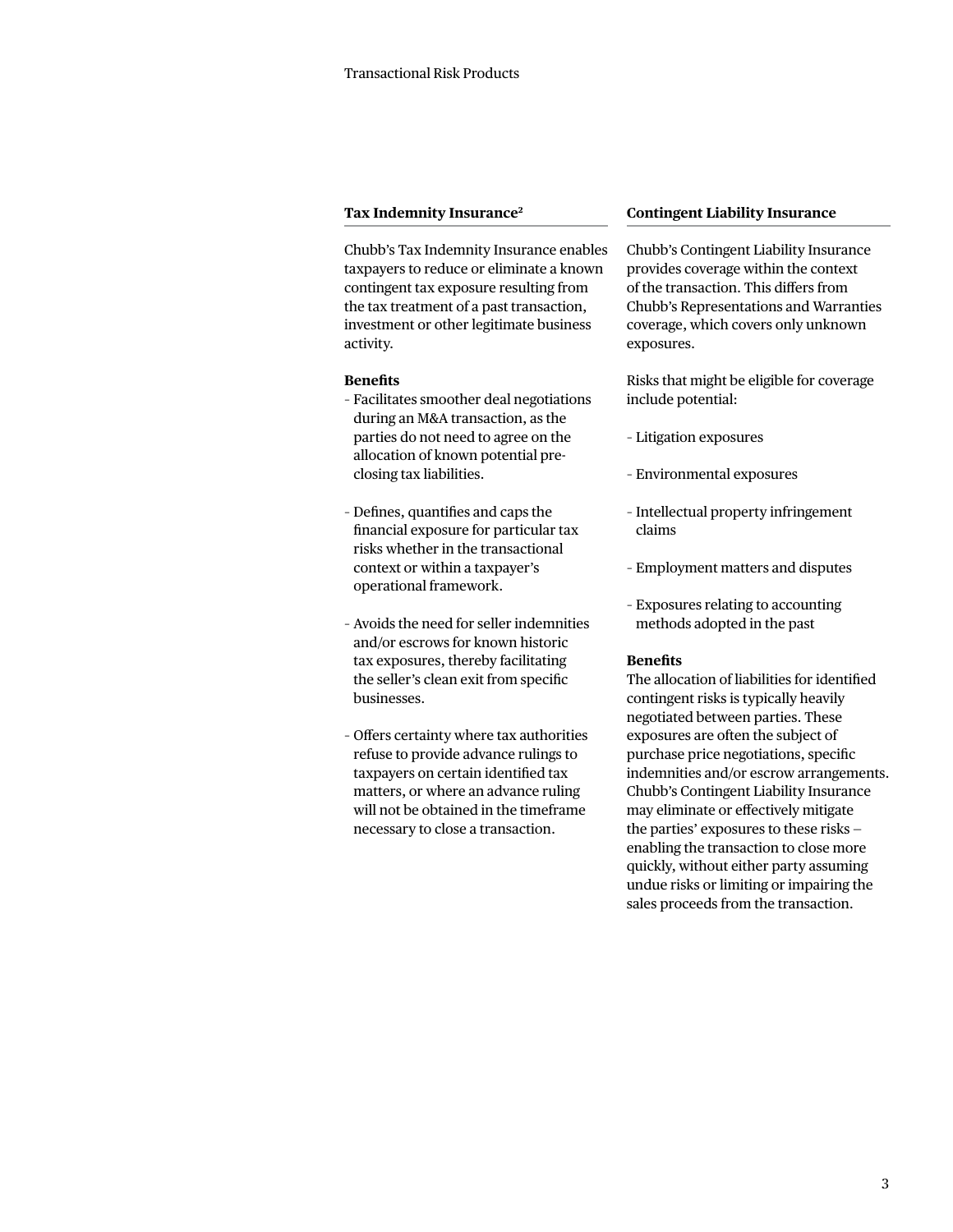## Tax Indemnity Insurance[2]

Chubb's Tax Indemnity Insurance enables taxpayers to reduce or eliminate a known contingent tax exposure resulting from the tax treatment of a past transaction, investment or other legitimate business activity.

**Benefits**

- Facilitates smoother deal negotiations during an M&A transaction, as the parties do not need to agree on the allocation of known potential pre-closing tax liabilities.
- Defines, quantifies and caps the financial exposure for particular tax risks whether in the transactional context or within a taxpayer's operational framework.
- Avoids the need for seller indemnities and/or escrows for known historic tax exposures, thereby facilitating the seller's clean exit from specific businesses.
- Offers certainty where tax authorities refuse to provide advance rulings to taxpayers on certain identified tax matters, or where an advance ruling will not be obtained in the timeframe necessary to close a transaction.

## Contingent Liability Insurance

Chubb's Contingent Liability Insurance provides coverage within the context of the transaction. This differs from Chubb's Representations and Warranties coverage, which covers only unknown exposures.

Risks that might be eligible for coverage include potential:

- Litigation exposures
- Environmental exposures
- Intellectual property infringement claims
- Employment matters and disputes
- Exposures relating to accounting methods adopted in the past

**Benefits**

The allocation of liabilities for identified contingent risks is typically heavily negotiated between parties. These exposures are often the subject of purchase price negotiations, specific indemnities and/or escrow arrangements. Chubb's Contingent Liability Insurance may eliminate or effectively mitigate the parties' exposures to these risks – enabling the transaction to close more quickly, without either party assuming undue risks or limiting or impairing the sales proceeds from the transaction.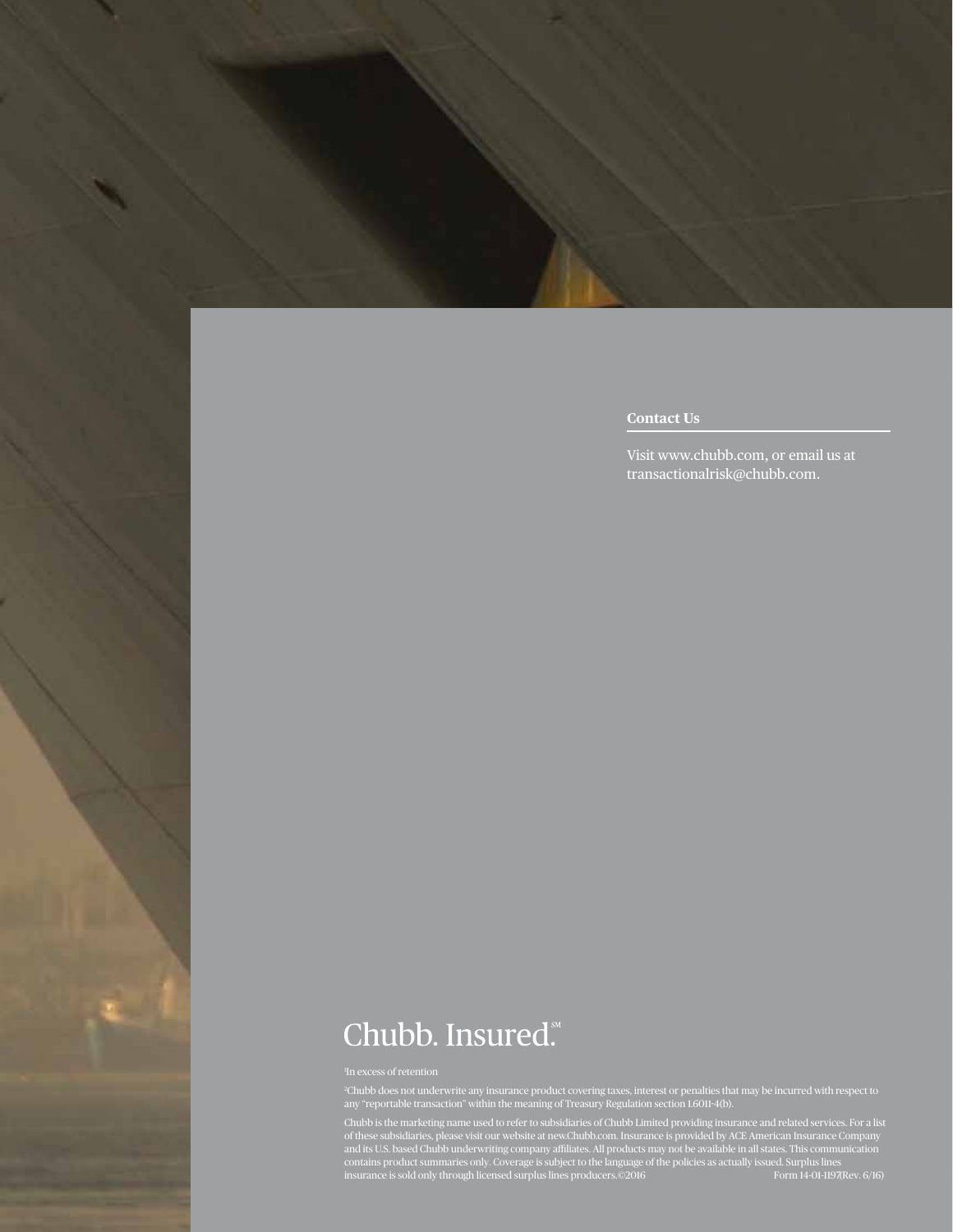**Contact Us**

Visit www.chubb.com, or email us at transactionalrisk@chubb.com.

Chubb. Insured.℠

[1]In excess of retention

[2]Chubb does not underwrite any insurance product covering taxes, interest or penalties that may be incurred with respect to any "reportable transaction" within the meaning of Treasury Regulation section 1.6011-4(b).

Chubb is the marketing name used to refer to subsidiaries of Chubb Limited providing insurance and related services. For a list of these subsidiaries, please visit our website at new.Chubb.com. Insurance is provided by ACE American Insurance Company and its U.S. based Chubb underwriting company affiliates. All products may not be available in all states. This communication contains product summaries only. Coverage is subject to the language of the policies as actually issued. Surplus lines insurance is sold only through licensed surplus lines producers.©2016 Form 14-01-1197(Rev. 6/16)